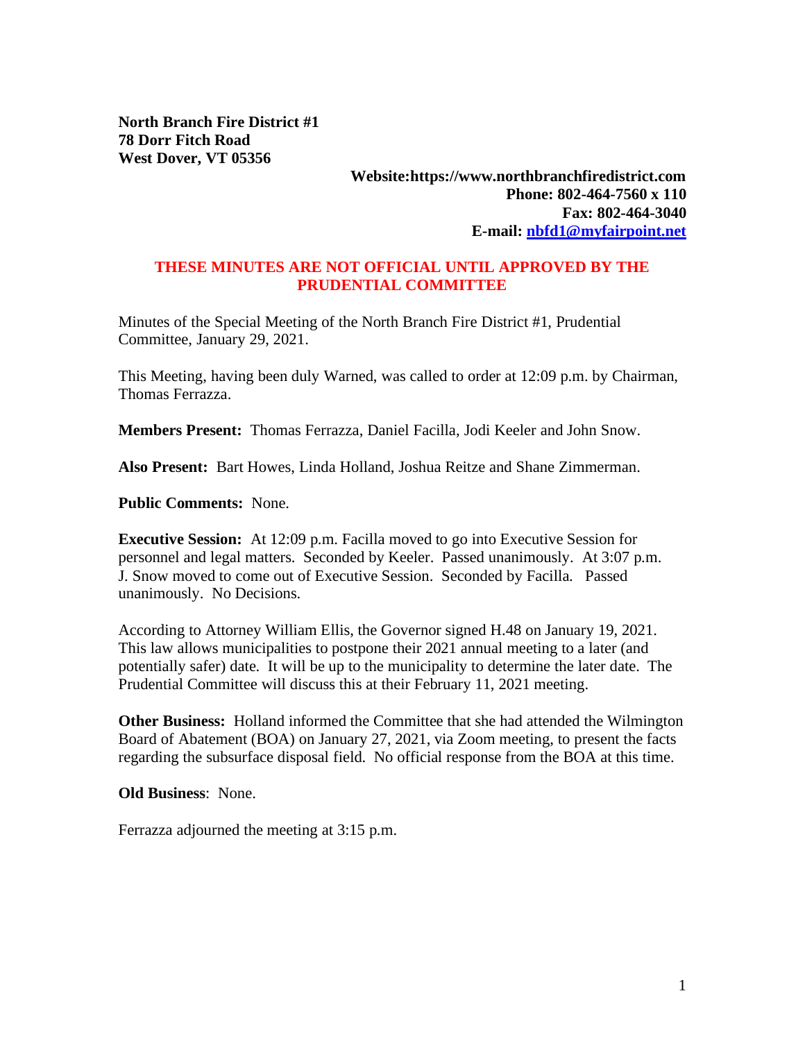**North Branch Fire District #1**
**78 Dorr Fitch Road**
**West Dover, VT 05356**

**Website:https://www.northbranchfiredistrict.com**
**Phone: 802-464-7560 x 110**
**Fax: 802-464-3040**
**E-mail: nbfd1@myfairpoint.net**

**THESE MINUTES ARE NOT OFFICIAL UNTIL APPROVED BY THE PRUDENTIAL COMMITTEE**

Minutes of the Special Meeting of the North Branch Fire District #1, Prudential Committee, January 29, 2021.

This Meeting, having been duly Warned, was called to order at 12:09 p.m. by Chairman, Thomas Ferrazza.

**Members Present:** Thomas Ferrazza, Daniel Facilla, Jodi Keeler and John Snow.

**Also Present:** Bart Howes, Linda Holland, Joshua Reitze and Shane Zimmerman.

**Public Comments:** None.

**Executive Session:** At 12:09 p.m. Facilla moved to go into Executive Session for personnel and legal matters. Seconded by Keeler. Passed unanimously. At 3:07 p.m. J. Snow moved to come out of Executive Session. Seconded by Facilla. Passed unanimously. No Decisions.

According to Attorney William Ellis, the Governor signed H.48 on January 19, 2021. This law allows municipalities to postpone their 2021 annual meeting to a later (and potentially safer) date. It will be up to the municipality to determine the later date. The Prudential Committee will discuss this at their February 11, 2021 meeting.

**Other Business:** Holland informed the Committee that she had attended the Wilmington Board of Abatement (BOA) on January 27, 2021, via Zoom meeting, to present the facts regarding the subsurface disposal field. No official response from the BOA at this time.

**Old Business**: None.

Ferrazza adjourned the meeting at 3:15 p.m.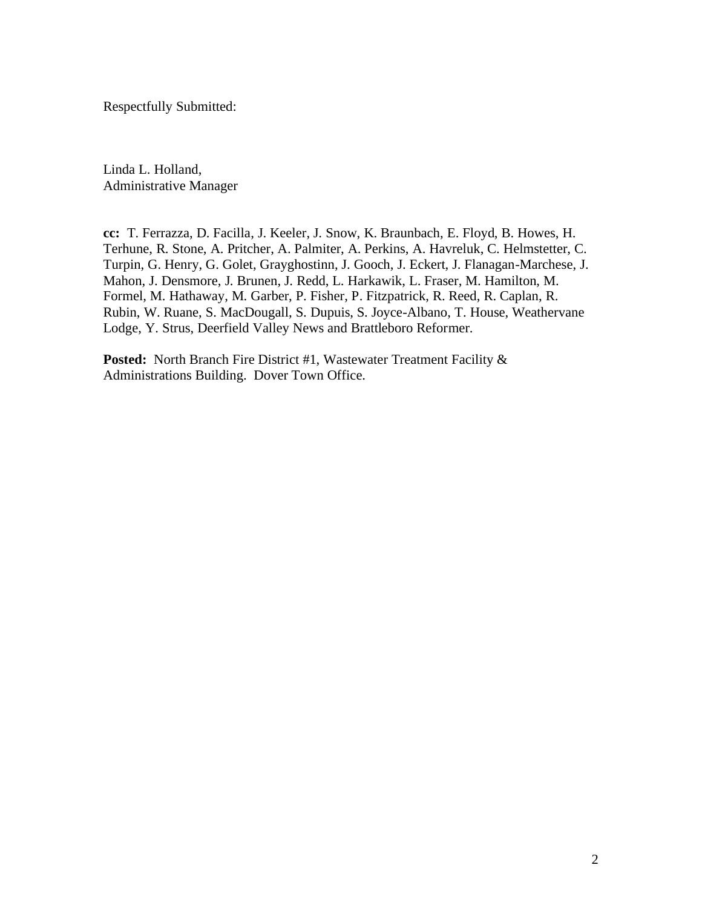Respectfully Submitted:

Linda L. Holland,  
Administrative Manager

**cc:** T. Ferrazza, D. Facilla, J. Keeler, J. Snow, K. Braunbach, E. Floyd, B. Howes, H. Terhune, R. Stone, A. Pritcher, A. Palmiter, A. Perkins, A. Havreluk, C. Helmstetter, C. Turpin, G. Henry, G. Golet, Grayghostinn, J. Gooch, J. Eckert, J. Flanagan-Marchese, J. Mahon, J. Densmore, J. Brunen, J. Redd, L. Harkawik, L. Fraser, M. Hamilton, M. Formel, M. Hathaway, M. Garber, P. Fisher, P. Fitzpatrick, R. Reed, R. Caplan, R. Rubin, W. Ruane, S. MacDougall, S. Dupuis, S. Joyce-Albano, T. House, Weathervane Lodge, Y. Strus, Deerfield Valley News and Brattleboro Reformer.

**Posted:** North Branch Fire District #1, Wastewater Treatment Facility & Administrations Building. Dover Town Office.